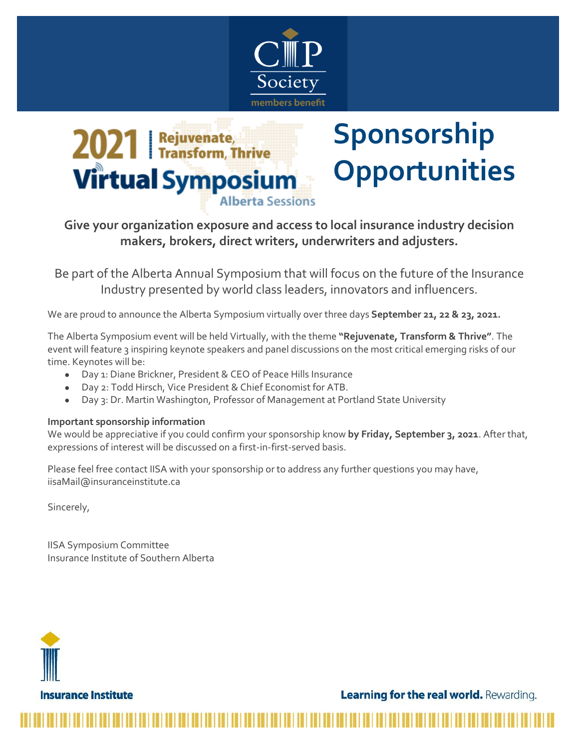CIP Society
members benefit

**2021 | Rejuvenate, Transform, Thrive**
**Virtual Symposium**
Alberta Sessions

# Sponsorship Opportunities

**Give your organization exposure and access to local insurance industry decision makers, brokers, direct writers, underwriters and adjusters.**

Be part of the Alberta Annual Symposium that will focus on the future of the Insurance Industry presented by world class leaders, innovators and influencers.

We are proud to announce the Alberta Symposium virtually over three days **September 21, 22 & 23, 2021.**

The Alberta Symposium event will be held Virtually, with the theme **"Rejuvenate, Transform & Thrive"**. The event will feature 3 inspiring keynote speakers and panel discussions on the most critical emerging risks of our time. Keynotes will be:

- Day 1: Diane Brickner, President & CEO of Peace Hills Insurance
- Day 2: Todd Hirsch, Vice President & Chief Economist for ATB.
- Day 3: Dr. Martin Washington, Professor of Management at Portland State University

**Important sponsorship information**
We would be appreciative if you could confirm your sponsorship know **by Friday, September 3, 2021**. After that, expressions of interest will be discussed on a first-in-first-served basis.

Please feel free contact IISA with your sponsorship or to address any further questions you may have, iisaMail@insuranceinstitute.ca

Sincerely,

IISA Symposium Committee
Insurance Institute of Southern Alberta

Insurance Institute

**Learning for the real world.** Rewarding.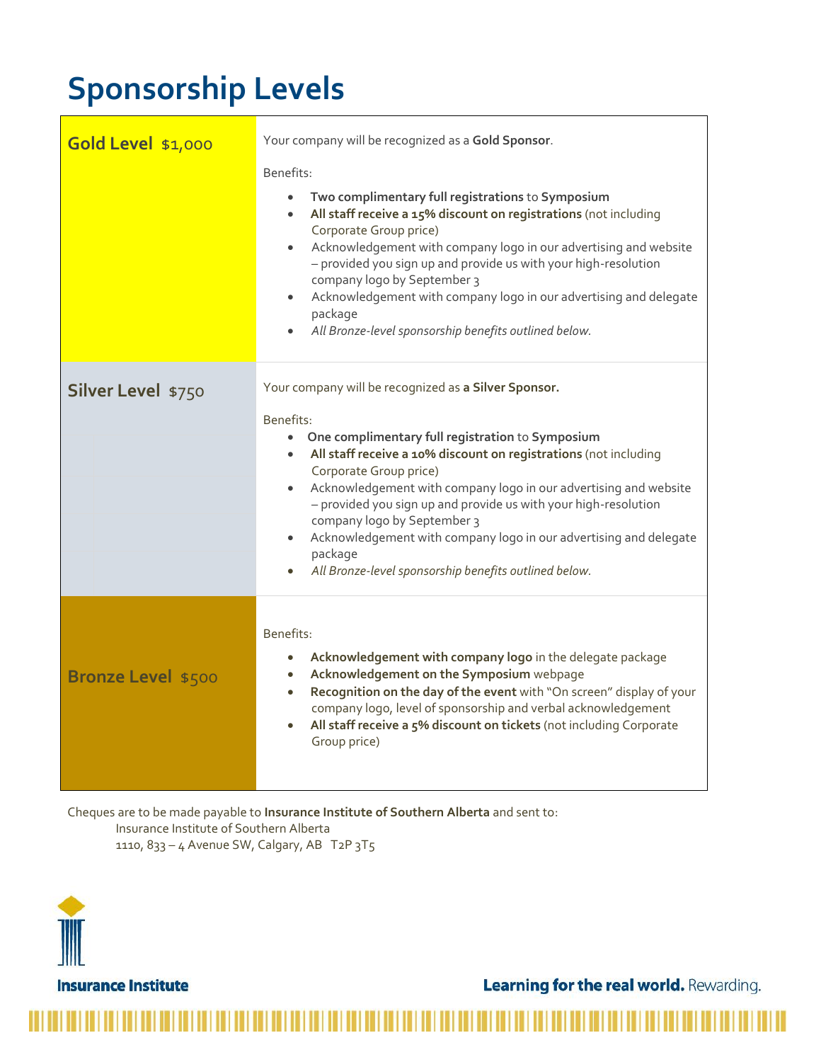# Sponsorship Levels

| | |
|---|---|
| **Gold Level** $1,000 | Your company will be recognized as a **Gold Sponsor**.<br><br>Benefits:<br>• **Two complimentary full registrations** to **Symposium**<br>• **All staff receive a 15% discount on registrations** (not including Corporate Group price)<br>• Acknowledgement with company logo in our advertising and website – provided you sign up and provide us with your high-resolution company logo by September 3<br>• Acknowledgement with company logo in our advertising and delegate package<br>• *All Bronze-level sponsorship benefits outlined below.* |
| **Silver Level** $750 | Your company will be recognized as **a Silver Sponsor.**<br><br>Benefits:<br>• **One complimentary full registration** to **Symposium**<br>• **All staff receive a 10% discount on registrations** (not including Corporate Group price)<br>• Acknowledgement with company logo in our advertising and website – provided you sign up and provide us with your high-resolution company logo by September 3<br>• Acknowledgement with company logo in our advertising and delegate package<br>• *All Bronze-level sponsorship benefits outlined below.* |
| **Bronze Level** $500 | Benefits:<br>• **Acknowledgement with company logo** in the delegate package<br>• **Acknowledgement on the Symposium** webpage<br>• **Recognition on the day of the event** with "On screen" display of your company logo, level of sponsorship and verbal acknowledgement<br>• **All staff receive a 5% discount on tickets** (not including Corporate Group price) |

Cheques are to be made payable to **Insurance Institute of Southern Alberta** and sent to:

Insurance Institute of Southern Alberta
1110, 833 – 4 Avenue SW, Calgary, AB T2P 3T5

Insurance Institute

**Learning for the real world.** Rewarding.